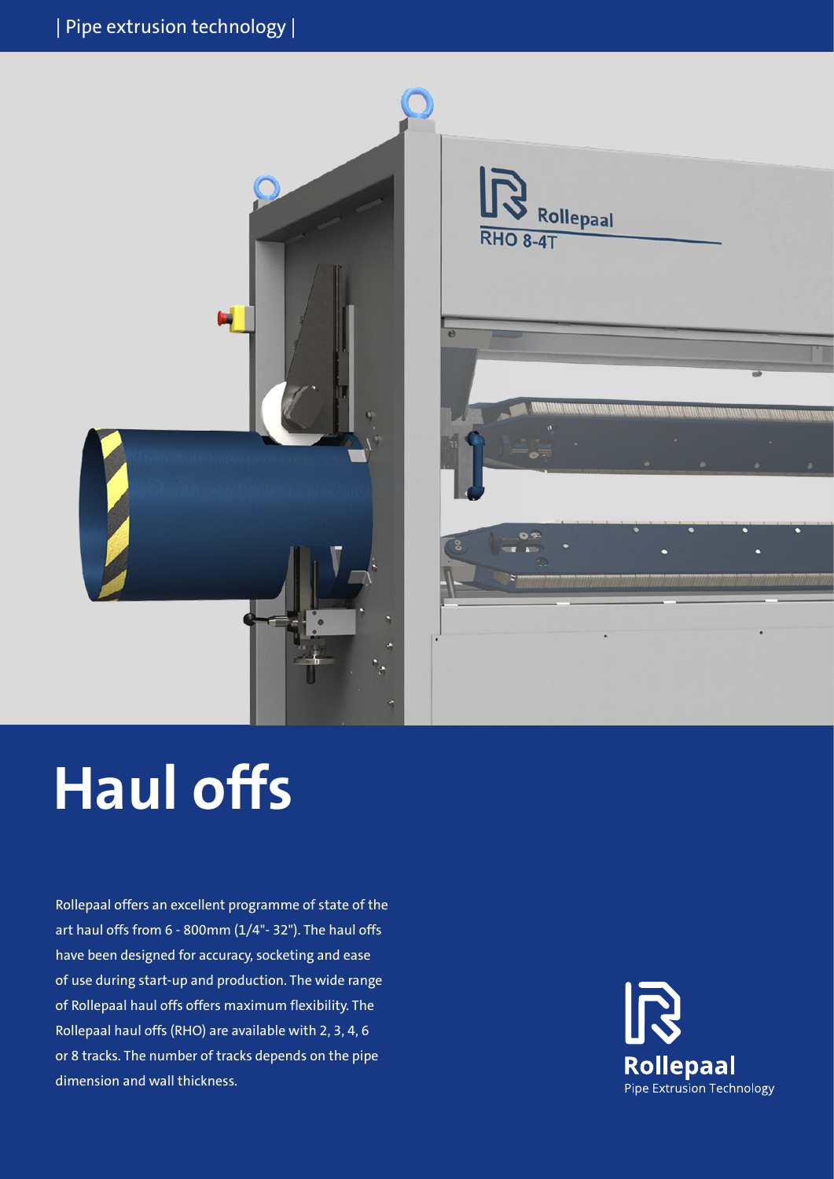| Pipe extrusion technology |

# Haul offs

Rollepaal offers an excellent programme of state of the art haul offs from 6 - 800mm (1/4"- 32"). The haul offs have been designed for accuracy, socketing and ease of use during start-up and production. The wide range of Rollepaal haul offs offers maximum flexibility. The Rollepaal haul offs (RHO) are available with 2, 3, 4, 6 or 8 tracks. The number of tracks depends on the pipe dimension and wall thickness.

**Rollepaal**
Pipe Extrusion Technology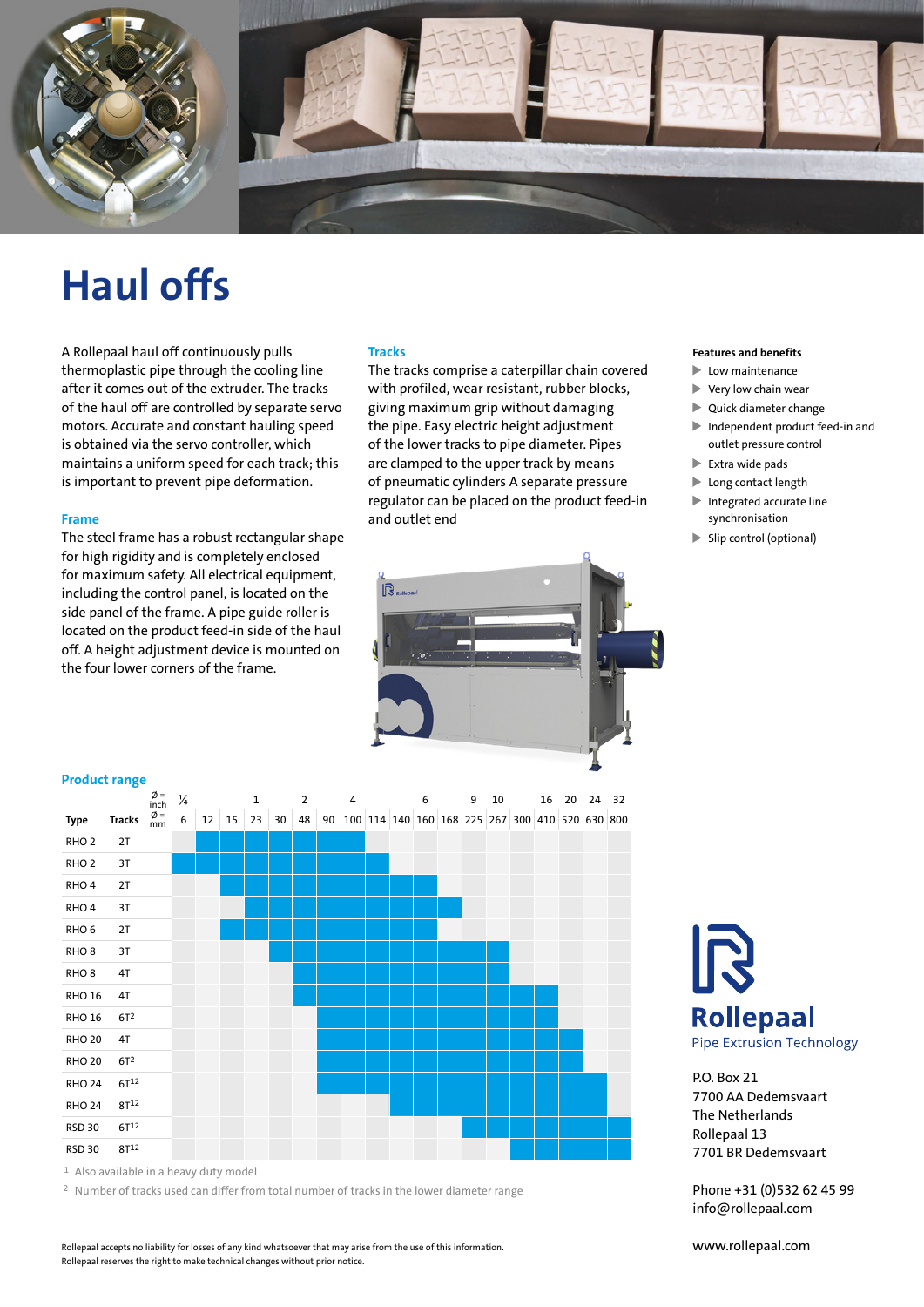# Haul offs

A Rollepaal haul off continuously pulls thermoplastic pipe through the cooling line after it comes out of the extruder. The tracks of the haul off are controlled by separate servo motors. Accurate and constant hauling speed is obtained via the servo controller, which maintains a uniform speed for each track; this is important to prevent pipe deformation.

## Frame

The steel frame has a robust rectangular shape for high rigidity and is completely enclosed for maximum safety. All electrical equipment, including the control panel, is located on the side panel of the frame. A pipe guide roller is located on the product feed-in side of the haul off. A height adjustment device is mounted on the four lower corners of the frame.

## Tracks

The tracks comprise a caterpillar chain covered with profiled, wear resistant, rubber blocks, giving maximum grip without damaging the pipe. Easy electric height adjustment of the lower tracks to pipe diameter. Pipes are clamped to the upper track by means of pneumatic cylinders A separate pressure regulator can be placed on the product feed-in and outlet end

### Features and benefits

- Low maintenance
- Very low chain wear
- Quick diameter change
- Independent product feed-in and outlet pressure control
- Extra wide pads
- Long contact length
- Integrated accurate line synchronisation
- Slip control (optional)

## Product range

| | Ø = inch | ¼ | | | 1 | | 2 | | 4 | | | 6 | | 9 | 10 | | 16 | 20 | 24 | 32 |
|---|---|---|---|---|---|---|---|---|---|---|---|---|---|---|---|---|---|---|---|---|
| **Type** | **Tracks** / Ø = mm | 6 | 12 | 15 | 23 | 30 | 48 | 90 | 100 | 114 | 140 | 160 | 168 | 225 | 267 | 300 | 410 | 520 | 630 | 800 |
| RHO 2 | 2T | | ■ | ■ | ■ | ■ | ■ | ■ | ■ | | | | | | | | | | | |
| RHO 2 | 3T | ■ | ■ | ■ | ■ | ■ | ■ | ■ | ■ | ■ | | | | | | | | | | |
| RHO 4 | 2T | | | ■ | ■ | ■ | ■ | ■ | ■ | ■ | ■ | ■ | | | | | | | | |
| RHO 4 | 3T | | | | ■ | ■ | ■ | ■ | ■ | ■ | ■ | ■ | ■ | | | | | | | |
| RHO 6 | 2T | | | ■ | ■ | ■ | ■ | ■ | ■ | ■ | ■ | ■ | | | | | | | | |
| RHO 8 | 3T | | | | | ■ | ■ | ■ | ■ | ■ | ■ | ■ | ■ | ■ | ■ | | | | | |
| RHO 8 | 4T | | | | | | ■ | ■ | ■ | ■ | ■ | ■ | ■ | ■ | ■ | | | | | |
| RHO 16 | 4T | | | | | | ■ | ■ | ■ | ■ | ■ | ■ | ■ | ■ | ■ | ■ | ■ | | | |
| RHO 16 | 6T[2] | | | | | | | ■ | ■ | ■ | ■ | ■ | ■ | ■ | ■ | ■ | ■ | | | |
| RHO 20 | 4T | | | | | | | ■ | ■ | ■ | ■ | ■ | ■ | ■ | ■ | ■ | ■ | ■ | | |
| RHO 20 | 6T[2] | | | | | | | ■ | ■ | ■ | ■ | ■ | ■ | ■ | ■ | ■ | ■ | ■ | | |
| RHO 24 | 6T[1,2] | | | | | | | ■ | ■ | ■ | ■ | ■ | ■ | ■ | ■ | ■ | ■ | ■ | ■ | |
| RHO 24 | 8T[1,2] | | | | | | | | | | ■ | ■ | ■ | ■ | ■ | ■ | ■ | ■ | ■ | |
| RSD 30 | 6T[1,2] | | | | | | | | | | | | | ■ | ■ | ■ | ■ | ■ | ■ | ■ |
| RSD 30 | 8T[1,2] | | | | | | | | | | | | | | | ■ | ■ | ■ | ■ | ■ |

[1] Also available in a heavy duty model

[2] Number of tracks used can differ from total number of tracks in the lower diameter range

Rollepaal accepts no liability for losses of any kind whatsoever that may arise from the use of this information.
Rollepaal reserves the right to make technical changes without prior notice.

**Rollepaal**
Pipe Extrusion Technology

P.O. Box 21
7700 AA Dedemsvaart
The Netherlands
Rollepaal 13
7701 BR Dedemsvaart

Phone +31 (0)532 62 45 99
info@rollepaal.com

www.rollepaal.com